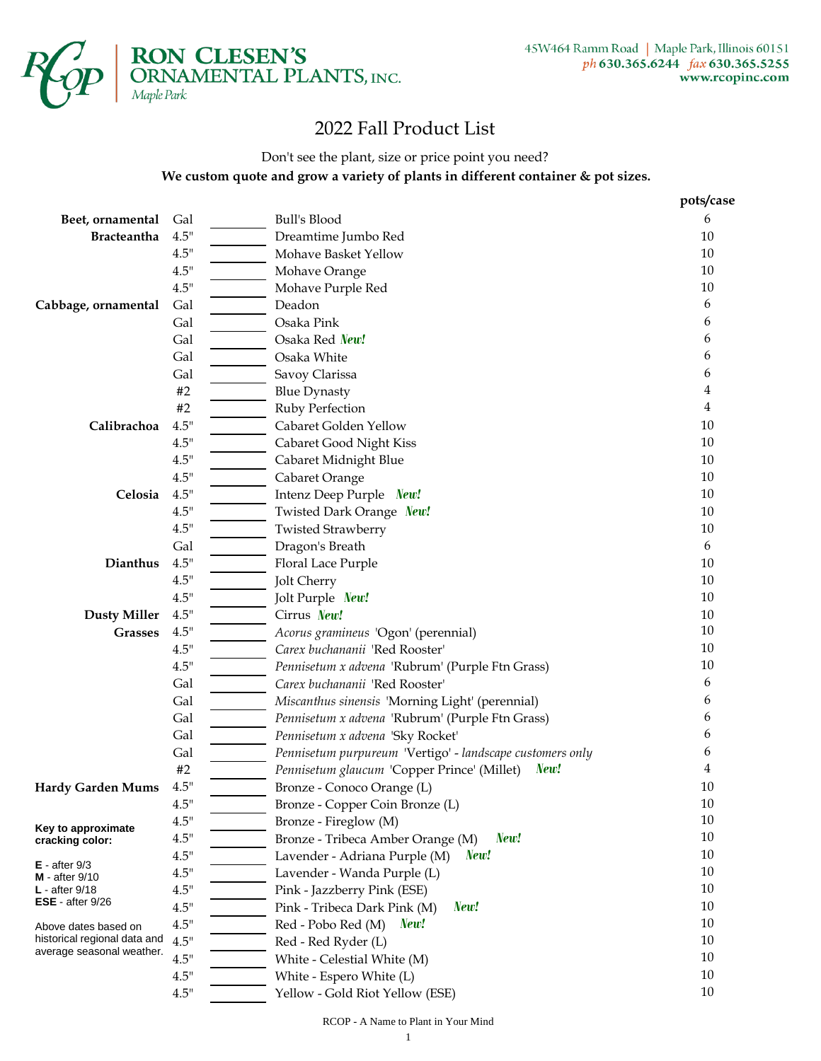**RON CLESEN'S ORNAMENTAL PLANTS, INC.**
Maple Park

45W464 Ramm Road | Maple Park, Illinois 60151
ph 630.365.6244 fax 630.365.5255
www.rcopinc.com

# 2022 Fall Product List

Don't see the plant, size or price point you need?

**We custom quote and grow a variety of plants in different container & pot sizes.**

| | Size | Qty | Variety | pots/case |
|---|---|---|---|---|
| **Beet, ornamental** | Gal | ______ | Bull's Blood | 6 |
| **Bracteantha** | 4.5" | ______ | Dreamtime Jumbo Red | 10 |
| | 4.5" | ______ | Mohave Basket Yellow | 10 |
| | 4.5" | ______ | Mohave Orange | 10 |
| | 4.5" | ______ | Mohave Purple Red | 10 |
| **Cabbage, ornamental** | Gal | ______ | Deadon | 6 |
| | Gal | ______ | Osaka Pink | 6 |
| | Gal | ______ | Osaka Red ***New!*** | 6 |
| | Gal | ______ | Osaka White | 6 |
| | Gal | ______ | Savoy Clarissa | 6 |
| | #2 | ______ | Blue Dynasty | 4 |
| | #2 | ______ | Ruby Perfection | 4 |
| **Calibrachoa** | 4.5" | ______ | Cabaret Golden Yellow | 10 |
| | 4.5" | ______ | Cabaret Good Night Kiss | 10 |
| | 4.5" | ______ | Cabaret Midnight Blue | 10 |
| | 4.5" | ______ | Cabaret Orange | 10 |
| **Celosia** | 4.5" | ______ | Intenz Deep Purple ***New!*** | 10 |
| | 4.5" | ______ | Twisted Dark Orange ***New!*** | 10 |
| | 4.5" | ______ | Twisted Strawberry | 10 |
| | Gal | ______ | Dragon's Breath | 6 |
| **Dianthus** | 4.5" | ______ | Floral Lace Purple | 10 |
| | 4.5" | ______ | Jolt Cherry | 10 |
| | 4.5" | ______ | Jolt Purple ***New!*** | 10 |
| **Dusty Miller** | 4.5" | ______ | Cirrus ***New!*** | 10 |
| **Grasses** | 4.5" | ______ | *Acorus gramineus* 'Ogon' (perennial) | 10 |
| | 4.5" | ______ | *Carex buchananii* 'Red Rooster' | 10 |
| | 4.5" | ______ | *Pennisetum x advena* 'Rubrum' (Purple Ftn Grass) | 10 |
| | Gal | ______ | *Carex buchananii* 'Red Rooster' | 6 |
| | Gal | ______ | *Miscanthus sinensis* 'Morning Light' (perennial) | 6 |
| | Gal | ______ | *Pennisetum x advena* 'Rubrum' (Purple Ftn Grass) | 6 |
| | Gal | ______ | *Pennisetum x advena* 'Sky Rocket' | 6 |
| | Gal | ______ | *Pennisetum purpureum* 'Vertigo' - *landscape customers only* | 6 |
| | #2 | ______ | *Pennisetum glaucum* 'Copper Prince' (Millet) ***New!*** | 4 |
| **Hardy Garden Mums** | 4.5" | ______ | Bronze - Conoco Orange (L) | 10 |
| | 4.5" | ______ | Bronze - Copper Coin Bronze (L) | 10 |
| | 4.5" | ______ | Bronze - Fireglow (M) | 10 |
| | 4.5" | ______ | Bronze - Tribeca Amber Orange (M) ***New!*** | 10 |
| | 4.5" | ______ | Lavender - Adriana Purple (M) ***New!*** | 10 |
| | 4.5" | ______ | Lavender - Wanda Purple (L) | 10 |
| | 4.5" | ______ | Pink - Jazzberry Pink (ESE) | 10 |
| | 4.5" | ______ | Pink - Tribeca Dark Pink (M) ***New!*** | 10 |
| | 4.5" | ______ | Red - Pobo Red (M) ***New!*** | 10 |
| | 4.5" | ______ | Red - Red Ryder (L) | 10 |
| | 4.5" | ______ | White - Celestial White (M) | 10 |
| | 4.5" | ______ | White - Espero White (L) | 10 |
| | 4.5" | ______ | Yellow - Gold Riot Yellow (ESE) | 10 |

**Key to approximate cracking color:**

**E** - after 9/3
**M** - after 9/10
**L** - after 9/18
**ESE** - after 9/26

Above dates based on historical regional data and average seasonal weather.

RCOP - A Name to Plant in Your Mind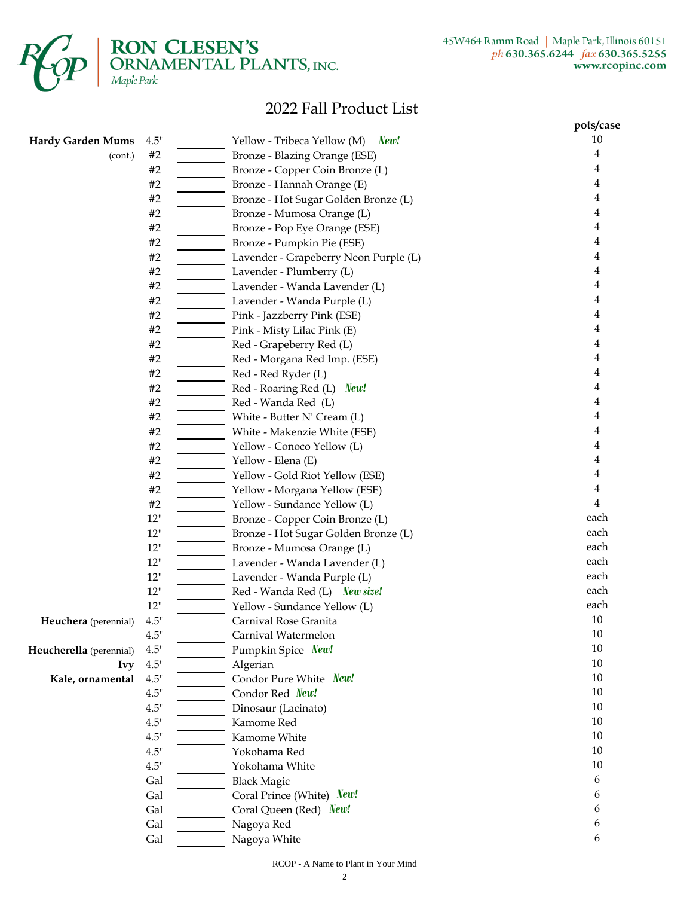**RON CLESEN'S ORNAMENTAL PLANTS, INC.**
Maple Park

45W464 Ramm Road | Maple Park, Illinois 60151
*ph* 630.365.6244 *fax* 630.365.5255
www.rcopinc.com

# 2022 Fall Product List

| | Size | Qty | Variety | pots/case |
|---|---|---|---|---|
| **Hardy Garden Mums** | 4.5" | ______ | Yellow - Tribeca Yellow (M) ***New!*** | 10 |
| (cont.) | #2 | ______ | Bronze - Blazing Orange (ESE) | 4 |
| | #2 | ______ | Bronze - Copper Coin Bronze (L) | 4 |
| | #2 | ______ | Bronze - Hannah Orange (E) | 4 |
| | #2 | ______ | Bronze - Hot Sugar Golden Bronze (L) | 4 |
| | #2 | ______ | Bronze - Mumosa Orange (L) | 4 |
| | #2 | ______ | Bronze - Pop Eye Orange (ESE) | 4 |
| | #2 | ______ | Bronze - Pumpkin Pie (ESE) | 4 |
| | #2 | ______ | Lavender - Grapeberry Neon Purple (L) | 4 |
| | #2 | ______ | Lavender - Plumberry (L) | 4 |
| | #2 | ______ | Lavender - Wanda Lavender (L) | 4 |
| | #2 | ______ | Lavender - Wanda Purple (L) | 4 |
| | #2 | ______ | Pink - Jazzberry Pink (ESE) | 4 |
| | #2 | ______ | Pink - Misty Lilac Pink (E) | 4 |
| | #2 | ______ | Red - Grapeberry Red (L) | 4 |
| | #2 | ______ | Red - Morgana Red Imp. (ESE) | 4 |
| | #2 | ______ | Red - Red Ryder (L) | 4 |
| | #2 | ______ | Red - Roaring Red (L) ***New!*** | 4 |
| | #2 | ______ | Red - Wanda Red (L) | 4 |
| | #2 | ______ | White - Butter N' Cream (L) | 4 |
| | #2 | ______ | White - Makenzie White (ESE) | 4 |
| | #2 | ______ | Yellow - Conoco Yellow (L) | 4 |
| | #2 | ______ | Yellow - Elena (E) | 4 |
| | #2 | ______ | Yellow - Gold Riot Yellow (ESE) | 4 |
| | #2 | ______ | Yellow - Morgana Yellow (ESE) | 4 |
| | #2 | ______ | Yellow - Sundance Yellow (L) | 4 |
| | 12" | ______ | Bronze - Copper Coin Bronze (L) | each |
| | 12" | ______ | Bronze - Hot Sugar Golden Bronze (L) | each |
| | 12" | ______ | Bronze - Mumosa Orange (L) | each |
| | 12" | ______ | Lavender - Wanda Lavender (L) | each |
| | 12" | ______ | Lavender - Wanda Purple (L) | each |
| | 12" | ______ | Red - Wanda Red (L) ***New size!*** | each |
| | 12" | ______ | Yellow - Sundance Yellow (L) | each |
| **Heuchera** (perennial) | 4.5" | ______ | Carnival Rose Granita | 10 |
| | 4.5" | ______ | Carnival Watermelon | 10 |
| **Heucherella** (perennial) | 4.5" | ______ | Pumpkin Spice ***New!*** | 10 |
| **Ivy** | 4.5" | ______ | Algerian | 10 |
| **Kale, ornamental** | 4.5" | ______ | Condor Pure White ***New!*** | 10 |
| | 4.5" | ______ | Condor Red ***New!*** | 10 |
| | 4.5" | ______ | Dinosaur (Lacinato) | 10 |
| | 4.5" | ______ | Kamome Red | 10 |
| | 4.5" | ______ | Kamome White | 10 |
| | 4.5" | ______ | Yokohama Red | 10 |
| | 4.5" | ______ | Yokohama White | 10 |
| | Gal | ______ | Black Magic | 6 |
| | Gal | ______ | Coral Prince (White) ***New!*** | 6 |
| | Gal | ______ | Coral Queen (Red) ***New!*** | 6 |
| | Gal | ______ | Nagoya Red | 6 |
| | Gal | ______ | Nagoya White | 6 |

RCOP - A Name to Plant in Your Mind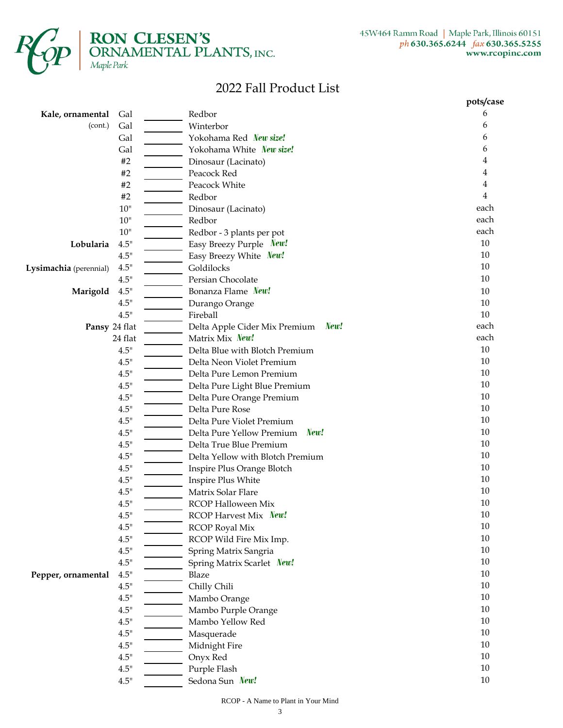RON CLESEN'S ORNAMENTAL PLANTS, INC.
Maple Park

45W464 Ramm Road | Maple Park, Illinois 60151
ph 630.365.6244 fax 630.365.5255
www.rcopinc.com

# 2022 Fall Product List

| | Size | Qty | Variety | pots/case |
|---|---|---|---|---|
| **Kale, ornamental** | Gal | | Redbor | 6 |
| (cont.) | Gal | | Winterbor | 6 |
| | Gal | | Yokohama Red *New size!* | 6 |
| | Gal | | Yokohama White *New size!* | 6 |
| | #2 | | Dinosaur (Lacinato) | 4 |
| | #2 | | Peacock Red | 4 |
| | #2 | | Peacock White | 4 |
| | #2 | | Redbor | 4 |
| | 10" | | Dinosaur (Lacinato) | each |
| | 10" | | Redbor | each |
| | 10" | | Redbor - 3 plants per pot | each |
| **Lobularia** | 4.5" | | Easy Breezy Purple *New!* | 10 |
| | 4.5" | | Easy Breezy White *New!* | 10 |
| **Lysimachia** (perennial) | 4.5" | | Goldilocks | 10 |
| | 4.5" | | Persian Chocolate | 10 |
| **Marigold** | 4.5" | | Bonanza Flame *New!* | 10 |
| | 4.5" | | Durango Orange | 10 |
| | 4.5" | | Fireball | 10 |
| **Pansy** | 24 flat | | Delta Apple Cider Mix Premium *New!* | each |
| | 24 flat | | Matrix Mix *New!* | each |
| | 4.5" | | Delta Blue with Blotch Premium | 10 |
| | 4.5" | | Delta Neon Violet Premium | 10 |
| | 4.5" | | Delta Pure Lemon Premium | 10 |
| | 4.5" | | Delta Pure Light Blue Premium | 10 |
| | 4.5" | | Delta Pure Orange Premium | 10 |
| | 4.5" | | Delta Pure Rose | 10 |
| | 4.5" | | Delta Pure Violet Premium | 10 |
| | 4.5" | | Delta Pure Yellow Premium *New!* | 10 |
| | 4.5" | | Delta True Blue Premium | 10 |
| | 4.5" | | Delta Yellow with Blotch Premium | 10 |
| | 4.5" | | Inspire Plus Orange Blotch | 10 |
| | 4.5" | | Inspire Plus White | 10 |
| | 4.5" | | Matrix Solar Flare | 10 |
| | 4.5" | | RCOP Halloween Mix | 10 |
| | 4.5" | | RCOP Harvest Mix *New!* | 10 |
| | 4.5" | | RCOP Royal Mix | 10 |
| | 4.5" | | RCOP Wild Fire Mix Imp. | 10 |
| | 4.5" | | Spring Matrix Sangria | 10 |
| | 4.5" | | Spring Matrix Scarlet *New!* | 10 |
| **Pepper, ornamental** | 4.5" | | Blaze | 10 |
| | 4.5" | | Chilly Chili | 10 |
| | 4.5" | | Mambo Orange | 10 |
| | 4.5" | | Mambo Purple Orange | 10 |
| | 4.5" | | Mambo Yellow Red | 10 |
| | 4.5" | | Masquerade | 10 |
| | 4.5" | | Midnight Fire | 10 |
| | 4.5" | | Onyx Red | 10 |
| | 4.5" | | Purple Flash | 10 |
| | 4.5" | | Sedona Sun *New!* | 10 |

RCOP - A Name to Plant in Your Mind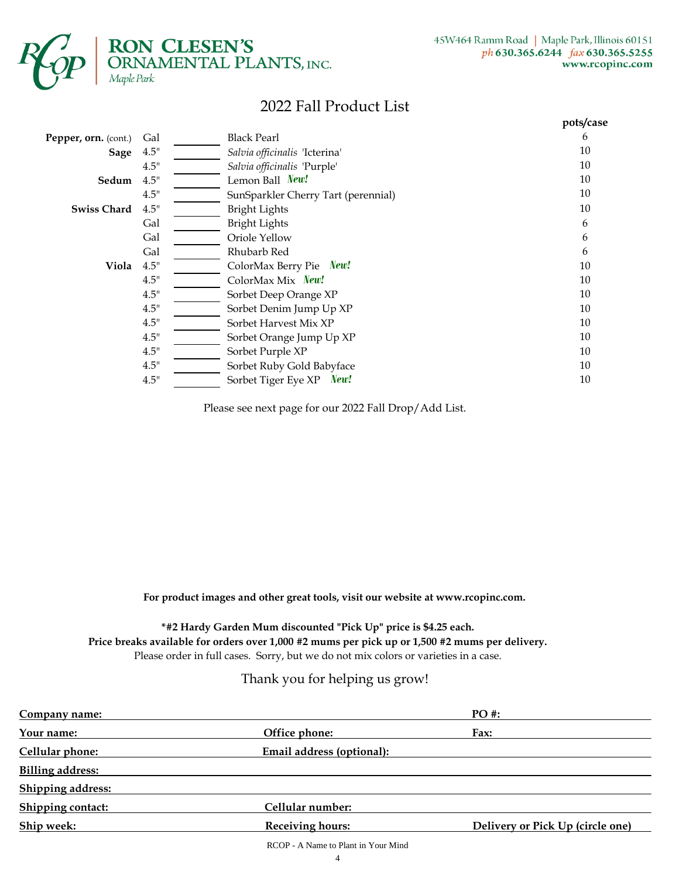**RON CLESEN'S ORNAMENTAL PLANTS, INC.**
Maple Park

45W464 Ramm Road | Maple Park, Illinois 60151
ph 630.365.6244 fax 630.365.5255
www.rcopinc.com

## 2022 Fall Product List

| | | | | pots/case |
|---|---|---|---|---|
| **Pepper, orn.** (cont.) | Gal | ________ | Black Pearl | 6 |
| **Sage** | 4.5" | ________ | *Salvia officinalis* 'Icterina' | 10 |
| | 4.5" | ________ | *Salvia officinalis* 'Purple' | 10 |
| **Sedum** | 4.5" | ________ | Lemon Ball ***New!*** | 10 |
| | 4.5" | ________ | SunSparkler Cherry Tart (perennial) | 10 |
| **Swiss Chard** | 4.5" | ________ | Bright Lights | 10 |
| | Gal | ________ | Bright Lights | 6 |
| | Gal | ________ | Oriole Yellow | 6 |
| | Gal | ________ | Rhubarb Red | 6 |
| **Viola** | 4.5" | ________ | ColorMax Berry Pie ***New!*** | 10 |
| | 4.5" | ________ | ColorMax Mix ***New!*** | 10 |
| | 4.5" | ________ | Sorbet Deep Orange XP | 10 |
| | 4.5" | ________ | Sorbet Denim Jump Up XP | 10 |
| | 4.5" | ________ | Sorbet Harvest Mix XP | 10 |
| | 4.5" | ________ | Sorbet Orange Jump Up XP | 10 |
| | 4.5" | ________ | Sorbet Purple XP | 10 |
| | 4.5" | ________ | Sorbet Ruby Gold Babyface | 10 |
| | 4.5" | ________ | Sorbet Tiger Eye XP ***New!*** | 10 |

Please see next page for our 2022 Fall Drop/Add List.

**For product images and other great tools, visit our website at www.rcopinc.com.**

**\*#2 Hardy Garden Mum discounted "Pick Up" price is $4.25 each.**
**Price breaks available for orders over 1,000 #2 mums per pick up or 1,500 #2 mums per delivery.**
Please order in full cases. Sorry, but we do not mix colors or varieties in a case.

Thank you for helping us grow!

| | | |
|---|---|---|
| **Company name:** | | **PO #:** |
| **Your name:** | **Office phone:** | **Fax:** |
| **Cellular phone:** | **Email address (optional):** | |
| **Billing address:** | | |
| **Shipping address:** | | |
| **Shipping contact:** | **Cellular number:** | |
| **Ship week:** | **Receiving hours:** | **Delivery or Pick Up (circle one)** |

RCOP - A Name to Plant in Your Mind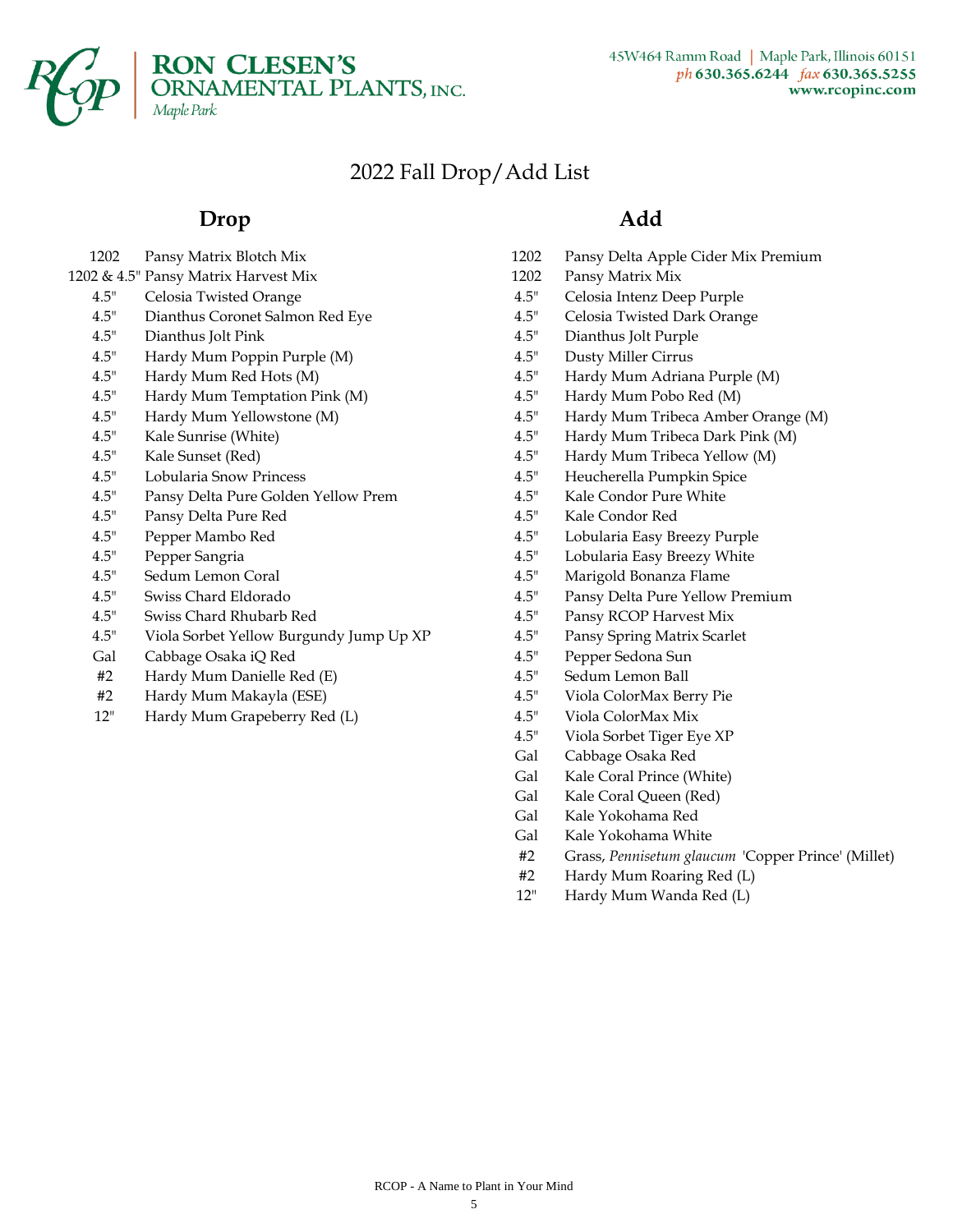# RON CLESEN'S ORNAMENTAL PLANTS, INC.

Maple Park

45W464 Ramm Road | Maple Park, Illinois 60151
ph 630.365.6244 fax 630.365.5255
www.rcopinc.com

## 2022 Fall Drop/Add List

### Drop

| | |
|---|---|
| 1202 | Pansy Matrix Blotch Mix |
| 1202 & 4.5" | Pansy Matrix Harvest Mix |
| 4.5" | Celosia Twisted Orange |
| 4.5" | Dianthus Coronet Salmon Red Eye |
| 4.5" | Dianthus Jolt Pink |
| 4.5" | Hardy Mum Poppin Purple (M) |
| 4.5" | Hardy Mum Red Hots (M) |
| 4.5" | Hardy Mum Temptation Pink (M) |
| 4.5" | Hardy Mum Yellowstone (M) |
| 4.5" | Kale Sunrise (White) |
| 4.5" | Kale Sunset (Red) |
| 4.5" | Lobularia Snow Princess |
| 4.5" | Pansy Delta Pure Golden Yellow Prem |
| 4.5" | Pansy Delta Pure Red |
| 4.5" | Pepper Mambo Red |
| 4.5" | Pepper Sangria |
| 4.5" | Sedum Lemon Coral |
| 4.5" | Swiss Chard Eldorado |
| 4.5" | Swiss Chard Rhubarb Red |
| 4.5" | Viola Sorbet Yellow Burgundy Jump Up XP |
| Gal | Cabbage Osaka iQ Red |
| #2 | Hardy Mum Danielle Red (E) |
| #2 | Hardy Mum Makayla (ESE) |
| 12" | Hardy Mum Grapeberry Red (L) |

### Add

| | |
|---|---|
| 1202 | Pansy Delta Apple Cider Mix Premium |
| 1202 | Pansy Matrix Mix |
| 4.5" | Celosia Intenz Deep Purple |
| 4.5" | Celosia Twisted Dark Orange |
| 4.5" | Dianthus Jolt Purple |
| 4.5" | Dusty Miller Cirrus |
| 4.5" | Hardy Mum Adriana Purple (M) |
| 4.5" | Hardy Mum Pobo Red (M) |
| 4.5" | Hardy Mum Tribeca Amber Orange (M) |
| 4.5" | Hardy Mum Tribeca Dark Pink (M) |
| 4.5" | Hardy Mum Tribeca Yellow (M) |
| 4.5" | Heucherella Pumpkin Spice |
| 4.5" | Kale Condor Pure White |
| 4.5" | Kale Condor Red |
| 4.5" | Lobularia Easy Breezy Purple |
| 4.5" | Lobularia Easy Breezy White |
| 4.5" | Marigold Bonanza Flame |
| 4.5" | Pansy Delta Pure Yellow Premium |
| 4.5" | Pansy RCOP Harvest Mix |
| 4.5" | Pansy Spring Matrix Scarlet |
| 4.5" | Pepper Sedona Sun |
| 4.5" | Sedum Lemon Ball |
| 4.5" | Viola ColorMax Berry Pie |
| 4.5" | Viola ColorMax Mix |
| 4.5" | Viola Sorbet Tiger Eye XP |
| Gal | Cabbage Osaka Red |
| Gal | Kale Coral Prince (White) |
| Gal | Kale Coral Queen (Red) |
| Gal | Kale Yokohama Red |
| Gal | Kale Yokohama White |
| #2 | Grass, *Pennisetum glaucum* 'Copper Prince' (Millet) |
| #2 | Hardy Mum Roaring Red (L) |
| 12" | Hardy Mum Wanda Red (L) |

RCOP - A Name to Plant in Your Mind